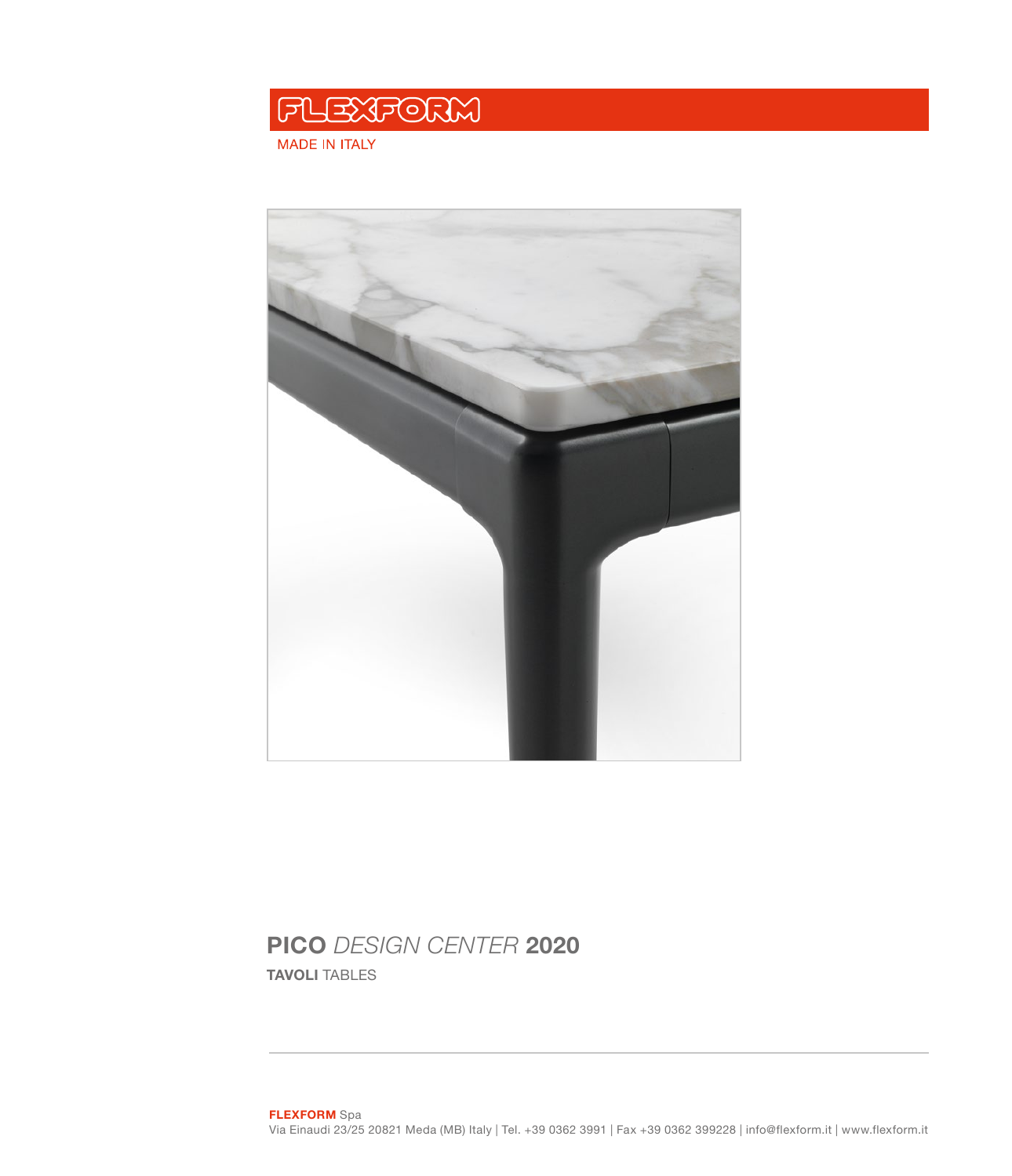FLEXFORM

MADE IN ITALY

# **PICO** *DESIGN CENTER* **2020**

**TAVOLI** TABLES

**FLEXFORM** Spa
Via Einaudi 23/25 20821 Meda (MB) Italy | Tel. +39 0362 3991 | Fax +39 0362 399228 | info@flexform.it | www.flexform.it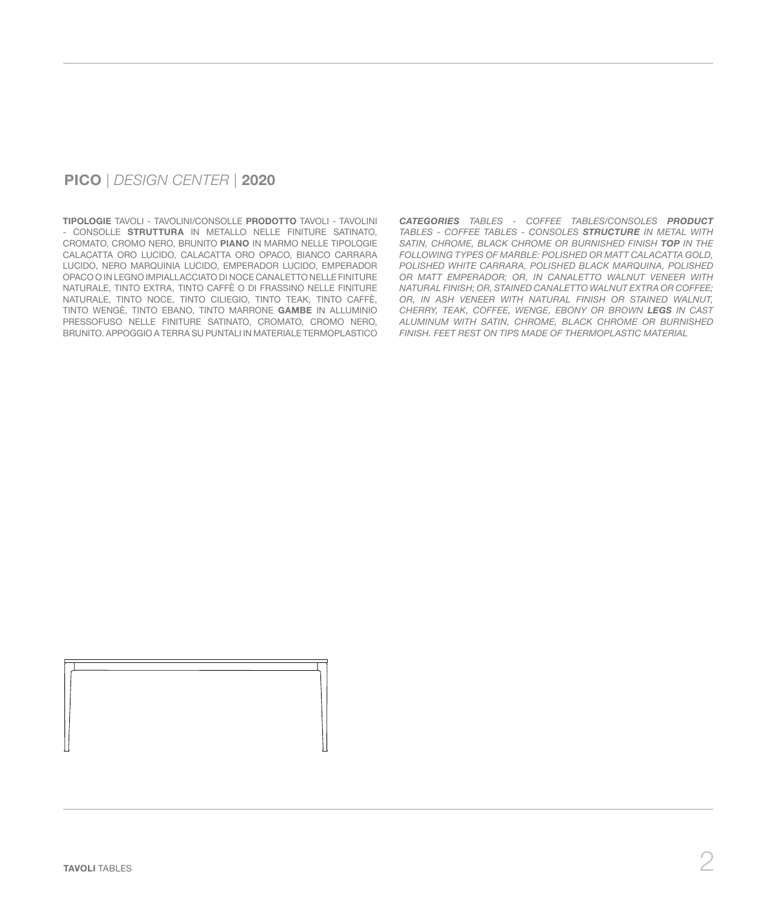## **PICO** | *DESIGN CENTER* | **2020**

**TIPOLOGIE** TAVOLI - TAVOLINI/CONSOLLE **PRODOTTO** TAVOLI - TAVOLINI - CONSOLLE **STRUTTURA** IN METALLO NELLE FINITURE SATINATO, CROMATO, CROMO NERO, BRUNITO **PIANO** IN MARMO NELLE TIPOLOGIE CALACATTA ORO LUCIDO, CALACATTA ORO OPACO, BIANCO CARRARA LUCIDO, NERO MARQUINIA LUCIDO, EMPERADOR LUCIDO, EMPERADOR OPACO O IN LEGNO IMPIALLACCIATO DI NOCE CANALETTO NELLE FINITURE NATURALE, TINTO EXTRA, TINTO CAFFÈ O DI FRASSINO NELLE FINITURE NATURALE, TINTO NOCE, TINTO CILIEGIO, TINTO TEAK, TINTO CAFFÈ, TINTO WENGÈ, TINTO EBANO, TINTO MARRONE **GAMBE** IN ALLUMINIO PRESSOFUSO NELLE FINITURE SATINATO, CROMATO, CROMO NERO, BRUNITO. APPOGGIO A TERRA SU PUNTALI IN MATERIALE TERMOPLASTICO

***CATEGORIES*** *TABLES - COFFEE TABLES/CONSOLES* ***PRODUCT*** *TABLES - COFFEE TABLES - CONSOLES* ***STRUCTURE*** *IN METAL WITH SATIN, CHROME, BLACK CHROME OR BURNISHED FINISH* ***TOP*** *IN THE FOLLOWING TYPES OF MARBLE: POLISHED OR MATT CALACATTA GOLD, POLISHED WHITE CARRARA, POLISHED BLACK MARQUINA, POLISHED OR MATT EMPERADOR; OR, IN CANALETTO WALNUT VENEER WITH NATURAL FINISH; OR, STAINED CANALETTO WALNUT EXTRA OR COFFEE; OR, IN ASH VENEER WITH NATURAL FINISH OR STAINED WALNUT, CHERRY, TEAK, COFFEE, WENGE, EBONY OR BROWN* ***LEGS*** *IN CAST ALUMINUM WITH SATIN, CHROME, BLACK CHROME OR BURNISHED FINISH. FEET REST ON TIPS MADE OF THERMOPLASTIC MATERIAL*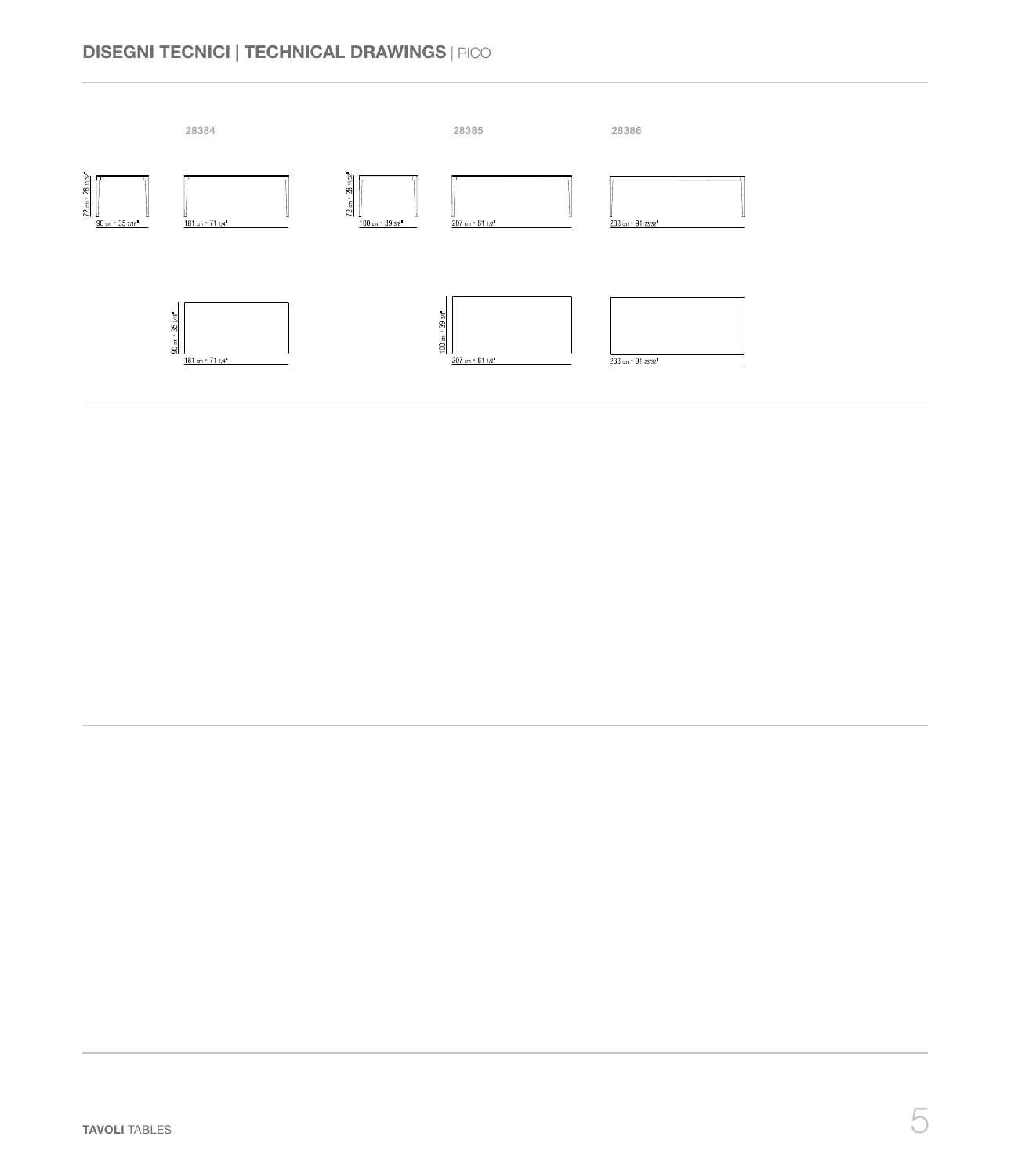## DISEGNI TECNICI | TECHNICAL DRAWINGS | PICO

28384

72 cm * 28 11/32"

90 cm * 35 7/16"

181 cm * 71 1/4"

90 cm * 35 7/16"

181 cm * 71 1/4"

28385

72 cm * 28 11/32"

100 cm * 39 3/8"

207 cm * 81 1/2"

100 cm * 39 3/8"

207 cm * 81 1/2"

28386

233 cm * 91 23/32"

233 cm * 91 23/32"

**TAVOLI** TABLES